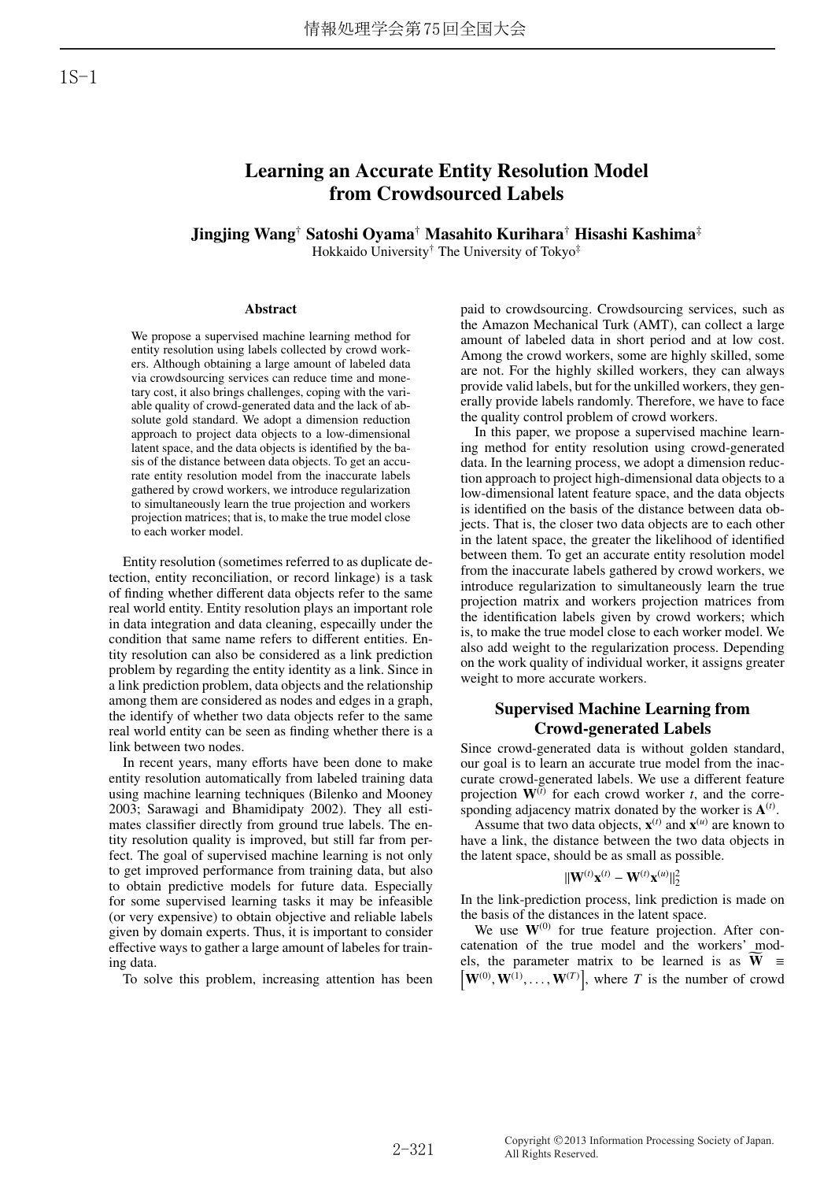1S-1

# Learning an Accurate Entity Resolution Model from Crowdsourced Labels

**Jingjing Wang[†] Satoshi Oyama[†] Masahito Kurihara[†] Hisashi Kashima[‡]**
Hokkaido University[†] The University of Tokyo[‡]

### Abstract

We propose a supervised machine learning method for entity resolution using labels collected by crowd workers. Although obtaining a large amount of labeled data via crowdsourcing services can reduce time and monetary cost, it also brings challenges, coping with the variable quality of crowd-generated data and the lack of absolute gold standard. We adopt a dimension reduction approach to project data objects to a low-dimensional latent space, and the data objects is identified by the basis of the distance between data objects. To get an accurate entity resolution model from the inaccurate labels gathered by crowd workers, we introduce regularization to simultaneously learn the true projection and workers projection matrices; that is, to make the true model close to each worker model.

Entity resolution (sometimes referred to as duplicate detection, entity reconciliation, or record linkage) is a task of finding whether different data objects refer to the same real world entity. Entity resolution plays an important role in data integration and data cleaning, especailly under the condition that same name refers to different entities. Entity resolution can also be considered as a link prediction problem by regarding the entity identity as a link. Since in a link prediction problem, data objects and the relationship among them are considered as nodes and edges in a graph, the identify of whether two data objects refer to the same real world entity can be seen as finding whether there is a link between two nodes.

In recent years, many efforts have been done to make entity resolution automatically from labeled training data using machine learning techniques (Bilenko and Mooney 2003; Sarawagi and Bhamidipaty 2002). They all estimates classifier directly from ground true labels. The entity resolution quality is improved, but still far from perfect. The goal of supervised machine learning is not only to get improved performance from training data, but also to obtain predictive models for future data. Especially for some supervised learning tasks it may be infeasible (or very expensive) to obtain objective and reliable labels given by domain experts. Thus, it is important to consider effective ways to gather a large amount of labeles for training data.

To solve this problem, increasing attention has been paid to crowdsourcing. Crowdsourcing services, such as the Amazon Mechanical Turk (AMT), can collect a large amount of labeled data in short period and at low cost. Among the crowd workers, some are highly skilled, some are not. For the highly skilled workers, they can always provide valid labels, but for the unkilled workers, they generally provide labels randomly. Therefore, we have to face the quality control problem of crowd workers.

In this paper, we propose a supervised machine learning method for entity resolution using crowd-generated data. In the learning process, we adopt a dimension reduction approach to project high-dimensional data objects to a low-dimensional latent feature space, and the data objects is identified on the basis of the distance between data objects. That is, the closer two data objects are to each other in the latent space, the greater the likelihood of identified between them. To get an accurate entity resolution model from the inaccurate labels gathered by crowd workers, we introduce regularization to simultaneously learn the true projection matrix and workers projection matrices from the identification labels given by crowd workers; which is, to make the true model close to each worker model. We also add weight to the regularization process. Depending on the work quality of individual worker, it assigns greater weight to more accurate workers.

## Supervised Machine Learning from Crowd-generated Labels

Since crowd-generated data is without golden standard, our goal is to learn an accurate true model from the inaccurate crowd-generated training labels. We use a different feature projection $\mathbf{W}^{(t)}$ for each crowd worker $t$, and the corresponding adjacency matrix donated by the worker is $\mathbf{A}^{(t)}$.

Assume that two data objects, $\mathbf{x}^{(t)}$ and $\mathbf{x}^{(u)}$ are known to have a link, the distance between the two data objects in the latent space, should be as small as possible.

$$\|\mathbf{W}^{(t)}\mathbf{x}^{(t)} - \mathbf{W}^{(t)}\mathbf{x}^{(u)}\|_2^2$$

In the link-prediction process, link prediction is made on the basis of the distances in the latent space.

We use $\mathbf{W}^{(0)}$ for true feature projection. After concatenation of the true model and the workers' models, the parameter matrix to be learned is as $\widetilde{\mathbf{W}} \equiv \left[\mathbf{W}^{(0)}, \mathbf{W}^{(1)}, \ldots, \mathbf{W}^{(T)}\right]$, where $T$ is the number of crowd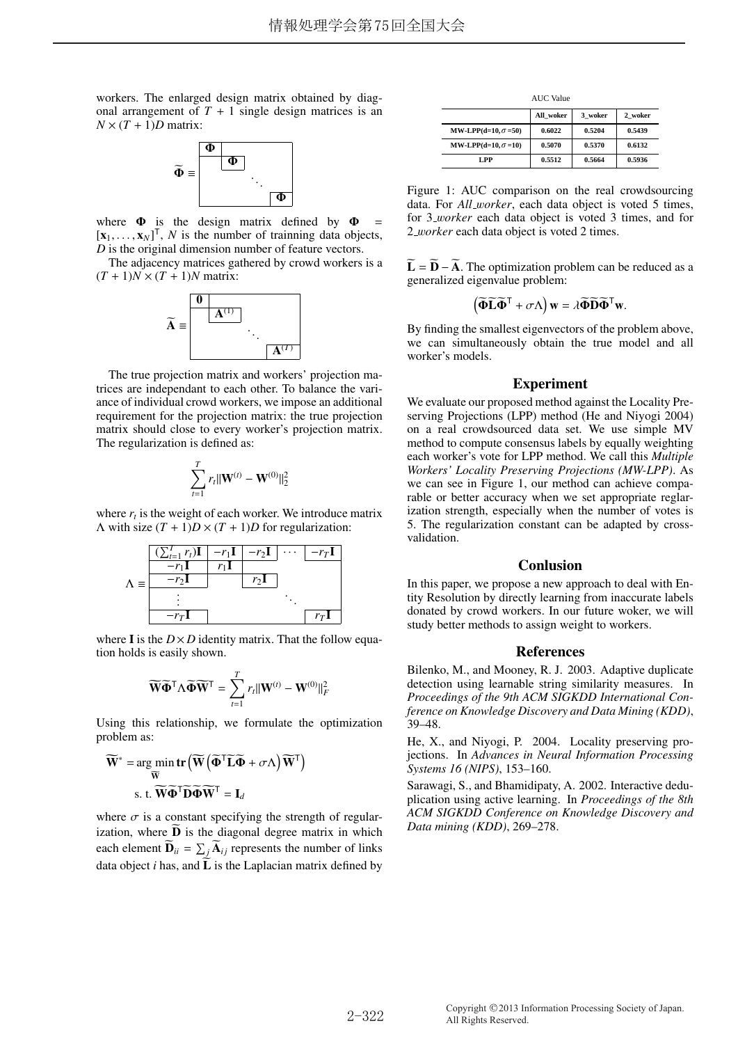workers. The enlarged design matrix obtained by diagonal arrangement of $T + 1$ single design matrices is an $N \times (T + 1)D$ matrix:

$$\widetilde{\mathbf{\Phi}} \equiv \begin{bmatrix} \mathbf{\Phi} & & & \\ & \mathbf{\Phi} & & \\ & & \ddots & \\ & & & \mathbf{\Phi} \end{bmatrix}$$

where $\mathbf{\Phi}$ is the design matrix defined by $\mathbf{\Phi} = [\mathbf{x}_1, \ldots, \mathbf{x}_N]^\mathsf{T}$, $N$ is the number of trainning data objects, $D$ is the original dimension number of feature vectors.

The adjacency matrices gathered by crowd workers is a $(T + 1)N \times (T + 1)N$ matrix:

$$\widetilde{\mathbf{A}} \equiv \begin{bmatrix} \mathbf{0} & & & \\ & \mathbf{A}^{(1)} & & \\ & & \ddots & \\ & & & \mathbf{A}^{(T)} \end{bmatrix}$$

The true projection matrix and workers' projection matrices are independant to each other. To balance the variance of individual crowd workers, we impose an additional requirement for the projection matrix: the true projection matrix should close to every worker's projection matrix. The regularization is defined as:

$$\sum_{t=1}^{T} r_t \|\mathbf{W}^{(t)} - \mathbf{W}^{(0)}\|_2^2$$

where $r_t$ is the weight of each worker. We introduce matrix $\Lambda$ with size $(T + 1)D \times (T + 1)D$ for regularization:

$$\Lambda \equiv \begin{bmatrix} (\sum_{t=1}^{T} r_t)\mathbf{I} & -r_1\mathbf{I} & -r_2\mathbf{I} & \cdots & -r_T\mathbf{I} \\ -r_1\mathbf{I} & r_1\mathbf{I} & & & \\ -r_2\mathbf{I} & & r_2\mathbf{I} & & \\ \vdots & & & \ddots & \\ -r_T\mathbf{I} & & & & r_T\mathbf{I} \end{bmatrix}$$

where $\mathbf{I}$ is the $D \times D$ identity matrix. That the follow equation holds is easily shown.

$$\widetilde{\mathbf{W}}\widetilde{\mathbf{\Phi}}^\mathsf{T}\Lambda\widetilde{\mathbf{\Phi}}\widetilde{\mathbf{W}}^\mathsf{T} = \sum_{t=1}^{T} r_t \|\mathbf{W}^{(t)} - \mathbf{W}^{(0)}\|_F^2$$

Using this relationship, we formulate the optimization problem as:

$$\widetilde{\mathbf{W}}^* = \arg\min_{\widetilde{\mathbf{W}}} \mathbf{tr}\left(\widetilde{\mathbf{W}}\left(\widetilde{\mathbf{\Phi}}^\mathsf{T}\widetilde{\mathbf{L}}\widetilde{\mathbf{\Phi}} + \sigma\Lambda\right)\widetilde{\mathbf{W}}^\mathsf{T}\right)$$
$$\text{s. t. } \widetilde{\mathbf{W}}\widetilde{\mathbf{\Phi}}^\mathsf{T}\widetilde{\mathbf{D}}\widetilde{\mathbf{\Phi}}\widetilde{\mathbf{W}}^\mathsf{T} = \mathbf{I}_d$$

where $\sigma$ is a constant specifying the strength of regularization, where $\widetilde{\mathbf{D}}$ is the diagonal degree matrix in which each element $\widetilde{\mathbf{D}}_{ii} = \sum_j \widetilde{\mathbf{A}}_{ij}$ represents the number of links data object $i$ has, and $\widetilde{\mathbf{L}}$ is the Laplacian matrix defined by $\widetilde{\mathbf{L}} = \widetilde{\mathbf{D}} - \widetilde{\mathbf{A}}$. The optimization problem can be reduced as a generalized eigenvalue problem:

$$\left(\widetilde{\mathbf{\Phi}}\widetilde{\mathbf{L}}\widetilde{\mathbf{\Phi}}^\mathsf{T} + \sigma\Lambda\right)\mathbf{w} = \lambda\widetilde{\mathbf{\Phi}}\widetilde{\mathbf{D}}\widetilde{\mathbf{\Phi}}^\mathsf{T}\mathbf{w}.$$

By finding the smallest eigenvectors of the problem above, we can simultaneously obtain the true model and all worker's models.

AUC Value

| | All_woker | 3_woker | 2_woker |
|---|---|---|---|
| MW-LPP(d=10, $\sigma$=50) | 0.6022 | 0.5204 | 0.5439 |
| MW-LPP(d=10, $\sigma$=10) | 0.5070 | 0.5370 | 0.6132 |
| LPP | 0.5512 | 0.5664 | 0.5936 |

Figure 1: AUC comparison on the real crowdsourcing data. For *All_worker*, each data object is voted 5 times, for 3_*worker* each data object is voted 3 times, and for 2_*worker* each data object is voted 2 times.

## Experiment

We evaluate our proposed method against the Locality Preserving Projections (LPP) method (He and Niyogi 2004) on a real crowdsourced data set. We use simple MV method to compute consensus labels by equally weighting each worker's vote for LPP method. We call this *Multiple Workers' Locality Preserving Projections (MW-LPP)*. As we can see in Figure 1, our method can achieve comparable or better accuracy when we set appropriate reglarization strength, especially when the number of votes is 5. The regularization constant can be adapted by cross-validation.

## Conlusion

In this paper, we propose a new approach to deal with Entity Resolution by directly learning from inaccurate labels donated by crowd workers. In our future woker, we will study better methods to assign weight to workers.

## References

Bilenko, M., and Mooney, R. J. 2003. Adaptive duplicate detection using learnable string similarity measures. In *Proceedings of the 9th ACM SIGKDD International Conference on Knowledge Discovery and Data Mining (KDD)*, 39–48.

He, X., and Niyogi, P. 2004. Locality preserving projections. In *Advances in Neural Information Processing Systems 16 (NIPS)*, 153–160.

Sarawagi, S., and Bhamidipaty, A. 2002. Interactive deduplication using active learning. In *Proceedings of the 8th ACM SIGKDD Conference on Knowledge Discovery and Data mining (KDD)*, 269–278.